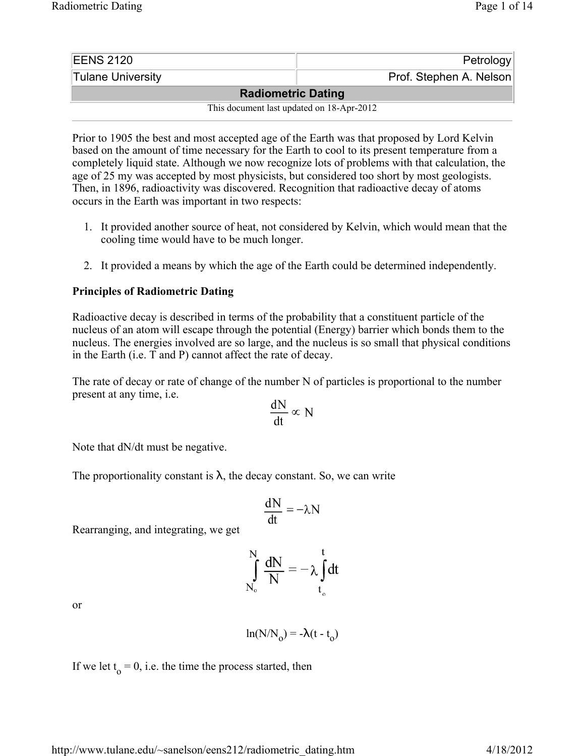| EENS 2120 | Petrology |
| --- | --- |
| Tulane University | Prof. Stephen A. Nelson |

# Radiometric Dating

This document last updated on 18-Apr-2012

Prior to 1905 the best and most accepted age of the Earth was that proposed by Lord Kelvin based on the amount of time necessary for the Earth to cool to its present temperature from a completely liquid state. Although we now recognize lots of problems with that calculation, the age of 25 my was accepted by most physicists, but considered too short by most geologists. Then, in 1896, radioactivity was discovered. Recognition that radioactive decay of atoms occurs in the Earth was important in two respects:

1. It provided another source of heat, not considered by Kelvin, which would mean that the cooling time would have to be much longer.

2. It provided a means by which the age of the Earth could be determined independently.

**Principles of Radiometric Dating**

Radioactive decay is described in terms of the probability that a constituent particle of the nucleus of an atom will escape through the potential (Energy) barrier which bonds them to the nucleus. The energies involved are so large, and the nucleus is so small that physical conditions in the Earth (i.e. T and P) cannot affect the rate of decay.

The rate of decay or rate of change of the number N of particles is proportional to the number present at any time, i.e.

$$\frac{dN}{dt} \propto N$$

Note that dN/dt must be negative.

The proportionality constant is $\lambda$, the decay constant. So, we can write

$$\frac{dN}{dt} = -\lambda N$$

Rearranging, and integrating, we get

$$\int_{N_o}^{N} \frac{dN}{N} = -\lambda \int_{t_o}^{t} dt$$

or

$$\ln(N/N_o) = -\lambda(t - t_o)$$

If we let $t_o = 0$, i.e. the time the process started, then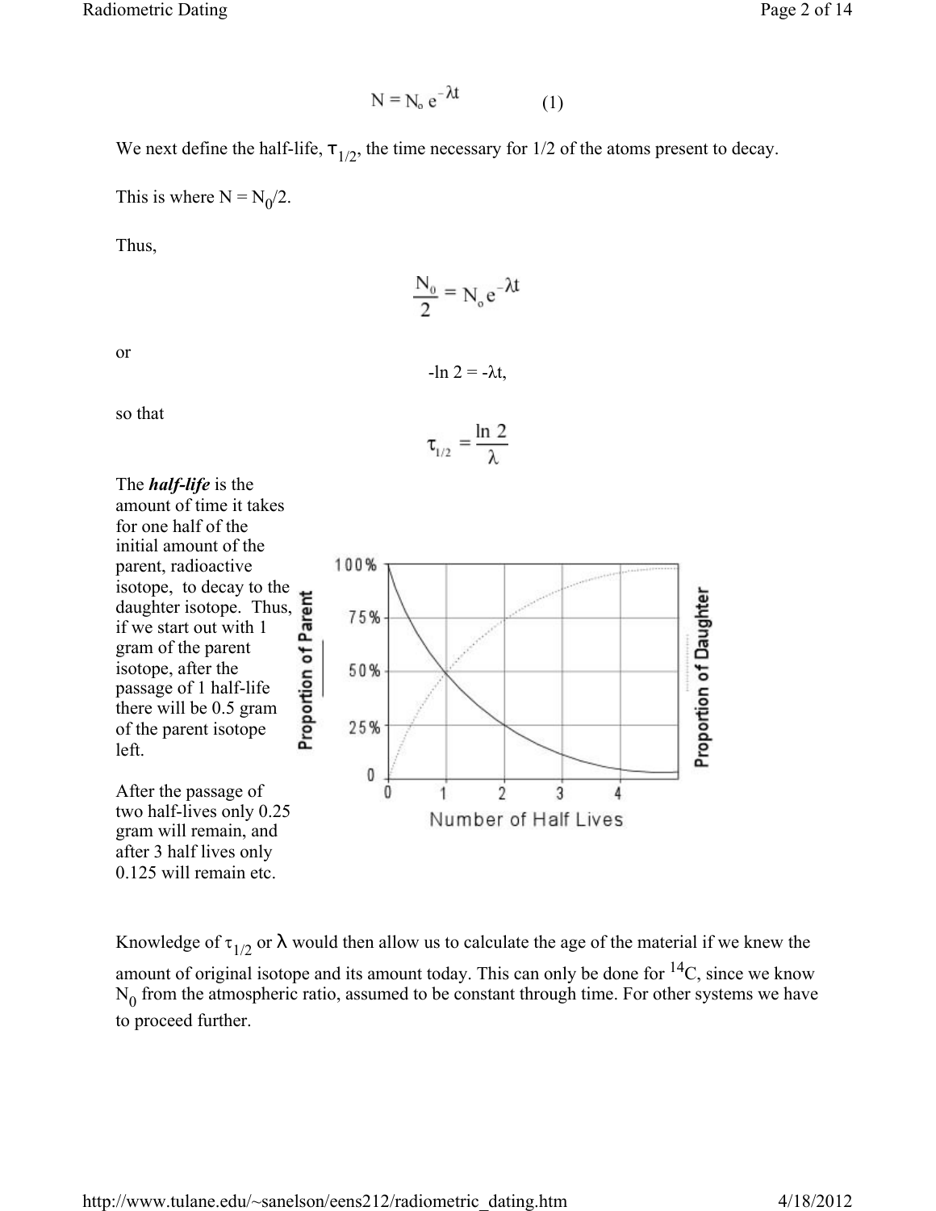$$N = N_o e^{-\lambda t} \quad (1)$$

We next define the half-life, $\tau_{1/2}$, the time necessary for 1/2 of the atoms present to decay.

This is where $N = N_0/2$.

Thus,

$$\frac{N_0}{2} = N_o e^{-\lambda t}$$

or

$$-\ln 2 = -\lambda t,$$

so that

$$\tau_{1/2} = \frac{\ln 2}{\lambda}$$

The ***half-life*** is the amount of time it takes for one half of the initial amount of the parent, radioactive isotope, to decay to the daughter isotope. Thus, if we start out with 1 gram of the parent isotope, after the passage of 1 half-life there will be 0.5 gram of the parent isotope left.

After the passage of two half-lives only 0.25 gram will remain, and after 3 half lives only 0.125 will remain etc.

Knowledge of $\tau_{1/2}$ or $\lambda$ would then allow us to calculate the age of the material if we knew the amount of original isotope and its amount today. This can only be done for $^{14}C$, since we know $N_0$ from the atmospheric ratio, assumed to be constant through time. For other systems we have to proceed further.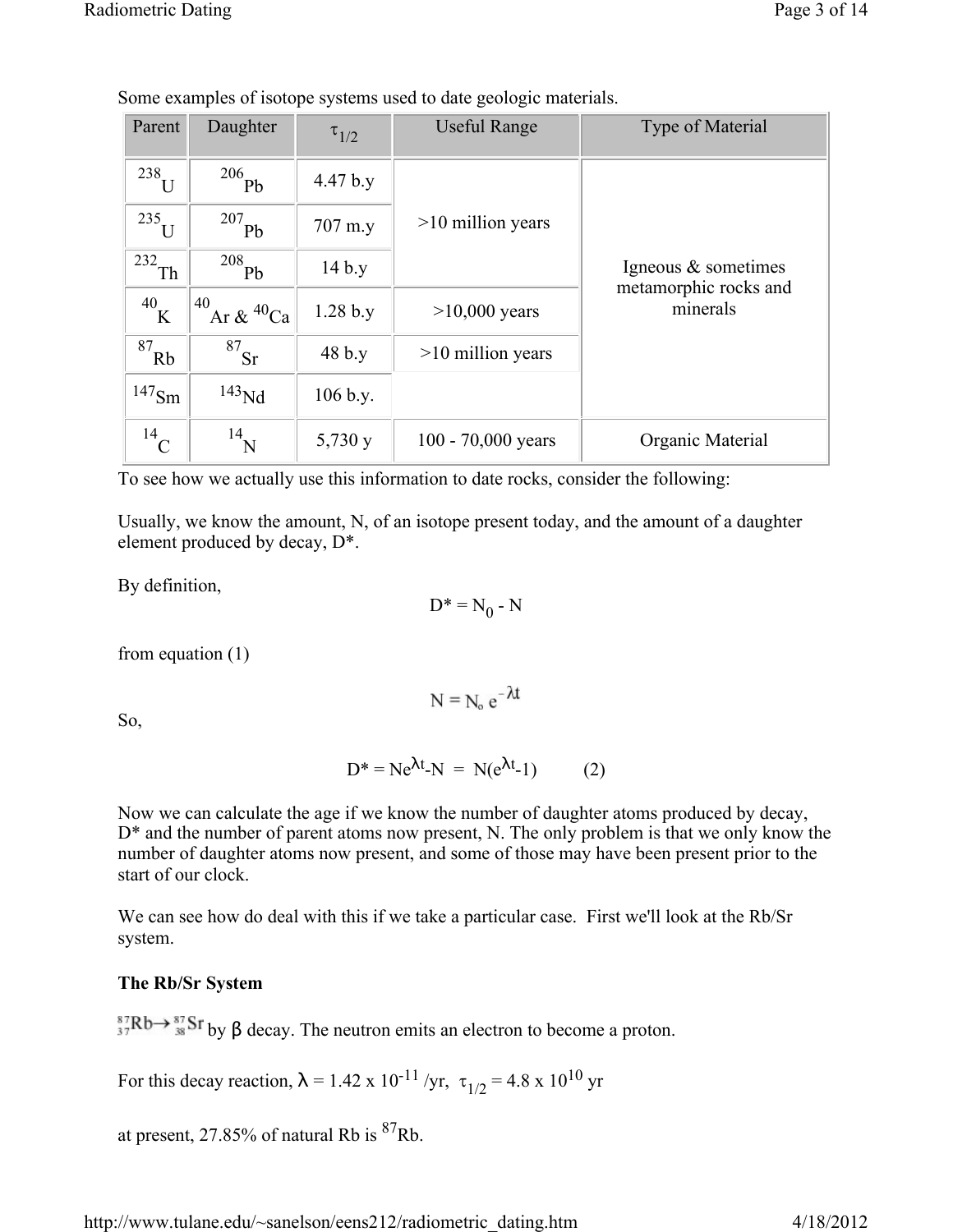Some examples of isotope systems used to date geologic materials.

| Parent | Daughter | $\tau_{1/2}$ | Useful Range | Type of Material |
|---|---|---|---|---|
| $^{238}U$ | $^{206}Pb$ | 4.47 b.y | >10 million years | Igneous & sometimes metamorphic rocks and minerals |
| $^{235}U$ | $^{207}Pb$ | 707 m.y | | |
| $^{232}Th$ | $^{208}Pb$ | 14 b.y | | |
| $^{40}K$ | $^{40}Ar$ & $^{40}Ca$ | 1.28 b.y | >10,000 years | |
| $^{87}Rb$ | $^{87}Sr$ | 48 b.y | >10 million years | |
| $^{147}Sm$ | $^{143}Nd$ | 106 b.y. | | |
| $^{14}C$ | $^{14}N$ | 5,730 y | 100 - 70,000 years | Organic Material |

To see how we actually use this information to date rocks, consider the following:

Usually, we know the amount, N, of an isotope present today, and the amount of a daughter element produced by decay, D*.

By definition,

$$D^* = N_0 - N$$

from equation (1)

$$N = N_o e^{-\lambda t}$$

So,

$$D^* = Ne^{\lambda t} - N = N(e^{\lambda t} - 1) \qquad (2)$$

Now we can calculate the age if we know the number of daughter atoms produced by decay, D* and the number of parent atoms now present, N. The only problem is that we only know the number of daughter atoms now present, and some of those may have been present prior to the start of our clock.

We can see how do deal with this if we take a particular case. First we'll look at the Rb/Sr system.

**The Rb/Sr System**

$^{87}_{37}Rb \rightarrow ^{87}_{38}Sr$ by β decay. The neutron emits an electron to become a proton.

For this decay reaction, $\lambda = 1.42 \times 10^{-11}$ /yr, $\tau_{1/2} = 4.8 \times 10^{10}$ yr

at present, 27.85% of natural Rb is $^{87}Rb$.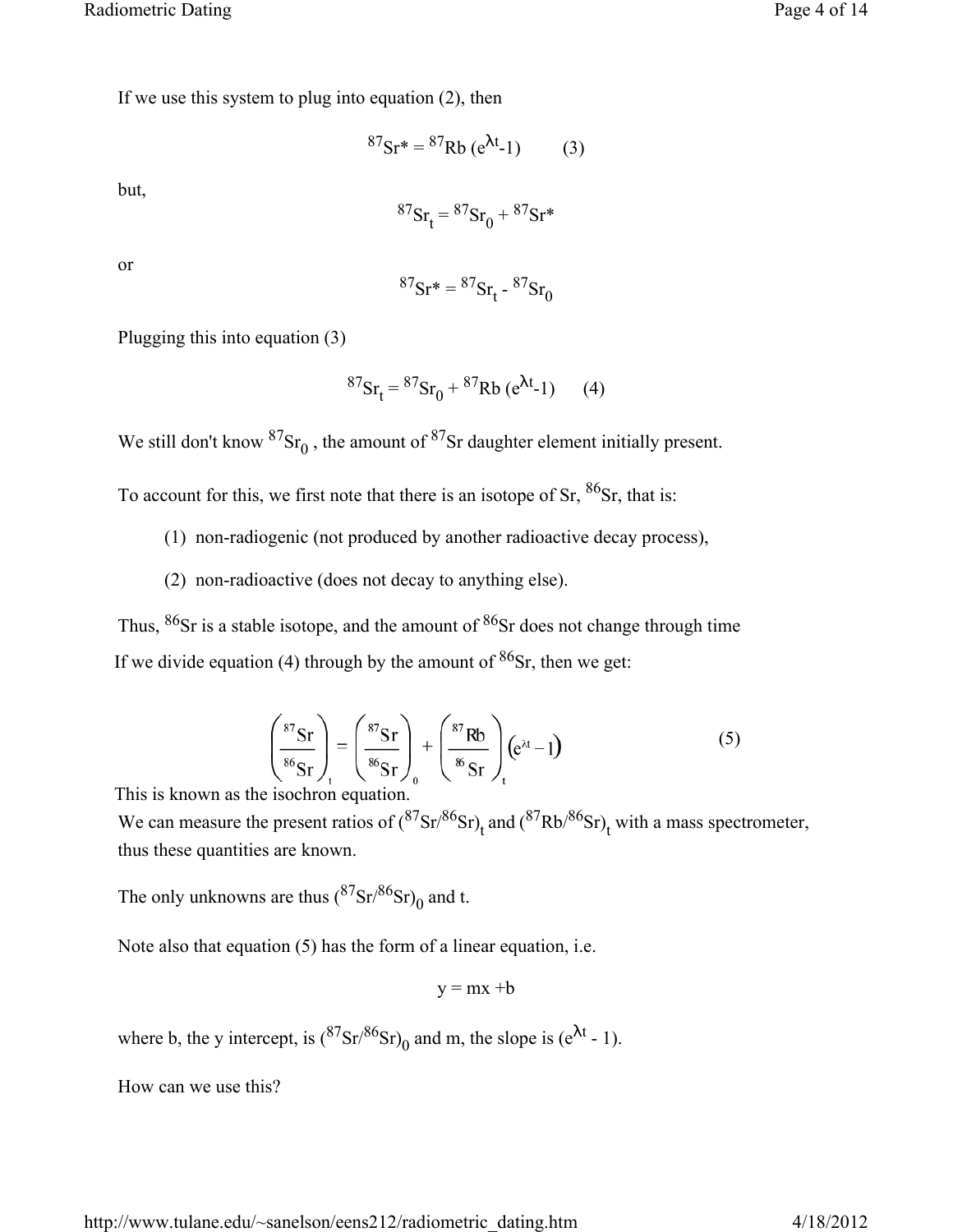If we use this system to plug into equation (2), then

$$^{87}Sr^* = {}^{87}Rb\,(e^{\lambda t}-1) \qquad (3)$$

but,

$$^{87}Sr_t = {}^{87}Sr_0 + {}^{87}Sr^*$$

or

$$^{87}Sr^* = {}^{87}Sr_t - {}^{87}Sr_0$$

Plugging this into equation (3)

$$^{87}Sr_t = {}^{87}Sr_0 + {}^{87}Rb\,(e^{\lambda t}-1) \qquad (4)$$

We still don't know $^{87}Sr_0$ , the amount of $^{87}Sr$ daughter element initially present.

To account for this, we first note that there is an isotope of Sr, $^{86}Sr$, that is:

(1) non-radiogenic (not produced by another radioactive decay process),

(2) non-radioactive (does not decay to anything else).

Thus, $^{86}Sr$ is a stable isotope, and the amount of $^{86}Sr$ does not change through time

If we divide equation (4) through by the amount of $^{86}Sr$, then we get:

$$\left(\frac{^{87}Sr}{^{86}Sr}\right)_t = \left(\frac{^{87}Sr}{^{86}Sr}\right)_0 + \left(\frac{^{87}Rb}{^{86}Sr}\right)_t \left(e^{\lambda t}-1\right) \qquad (5)$$

This is known as the isochron equation.

We can measure the present ratios of $(^{87}Sr/^{86}Sr)_t$ and $(^{87}Rb/^{86}Sr)_t$ with a mass spectrometer, thus these quantities are known.

The only unknowns are thus $(^{87}Sr/^{86}Sr)_0$ and t.

Note also that equation (5) has the form of a linear equation, i.e.

$$y = mx + b$$

where b, the y intercept, is $(^{87}Sr/^{86}Sr)_0$ and m, the slope is $(e^{\lambda t} - 1)$.

How can we use this?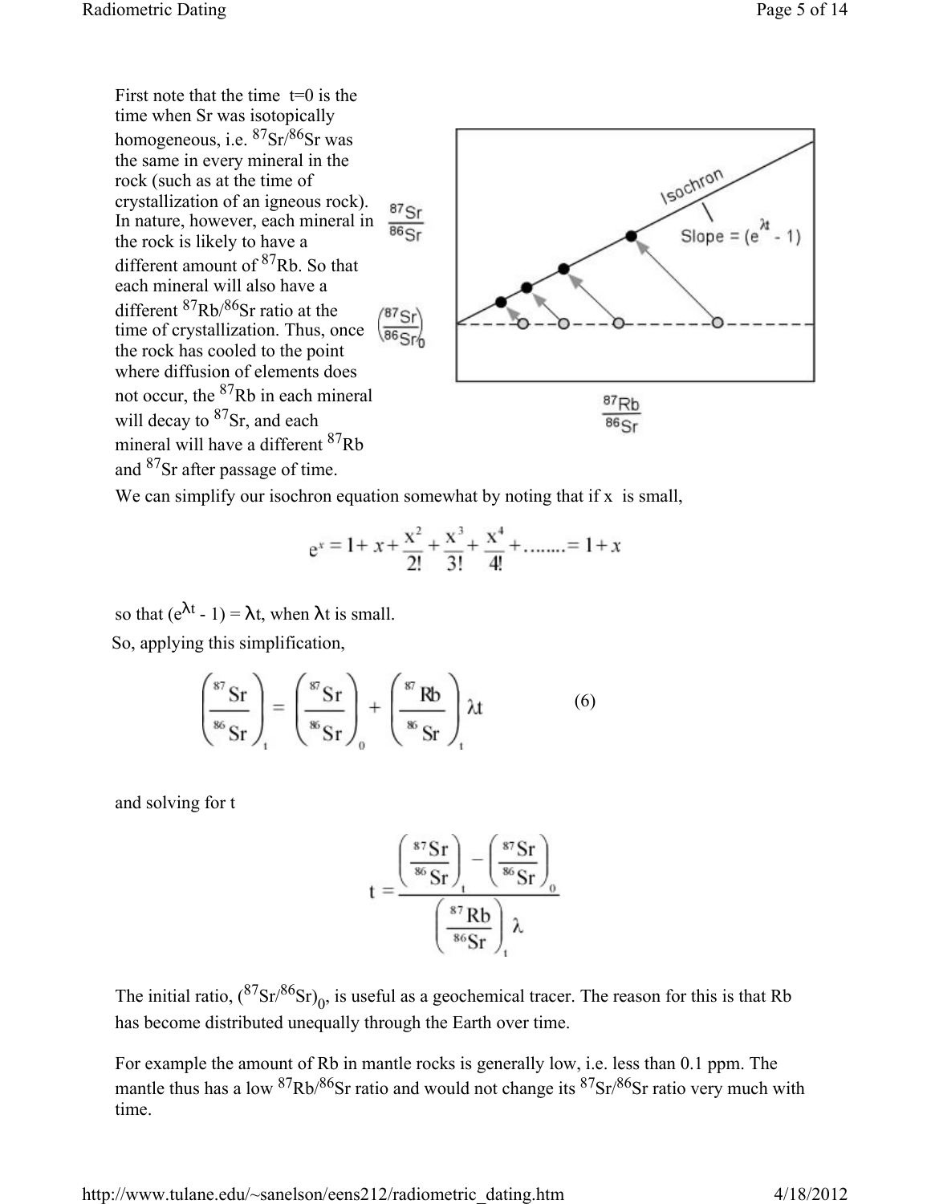First note that the time $t=0$ is the time when Sr was isotopically homogeneous, i.e. $^{87}Sr/^{86}Sr$ was the same in every mineral in the rock (such as at the time of crystallization of an igneous rock). In nature, however, each mineral in the rock is likely to have a different amount of $^{87}Rb$. So that each mineral will also have a different $^{87}Rb/^{86}Sr$ ratio at the time of crystallization. Thus, once the rock has cooled to the point where diffusion of elements does not occur, the $^{87}Rb$ in each mineral will decay to $^{87}Sr$, and each mineral will have a different $^{87}Rb$ and $^{87}Sr$ after passage of time.

We can simplify our isochron equation somewhat by noting that if x is small,

$$e^x = 1 + x + \frac{x^2}{2!} + \frac{x^3}{3!} + \frac{x^4}{4!} + \ldots\ldots = 1 + x$$

so that $(e^{\lambda t} - 1) = \lambda t$, when $\lambda t$ is small.

So, applying this simplification,

$$\left(\frac{^{87}Sr}{^{86}Sr}\right)_t = \left(\frac{^{87}Sr}{^{86}Sr}\right)_0 + \left(\frac{^{87}Rb}{^{86}Sr}\right)_t \lambda t \qquad (6)$$

and solving for t

$$t = \frac{\left(\frac{^{87}Sr}{^{86}Sr}\right)_t - \left(\frac{^{87}Sr}{^{86}Sr}\right)_0}{\left(\frac{^{87}Rb}{^{86}Sr}\right)_t \lambda}$$

The initial ratio, $(^{87}Sr/^{86}Sr)_0$, is useful as a geochemical tracer. The reason for this is that Rb has become distributed unequally through the Earth over time.

For example the amount of Rb in mantle rocks is generally low, i.e. less than 0.1 ppm. The mantle thus has a low $^{87}Rb/^{86}Sr$ ratio and would not change its $^{87}Sr/^{86}Sr$ ratio very much with time.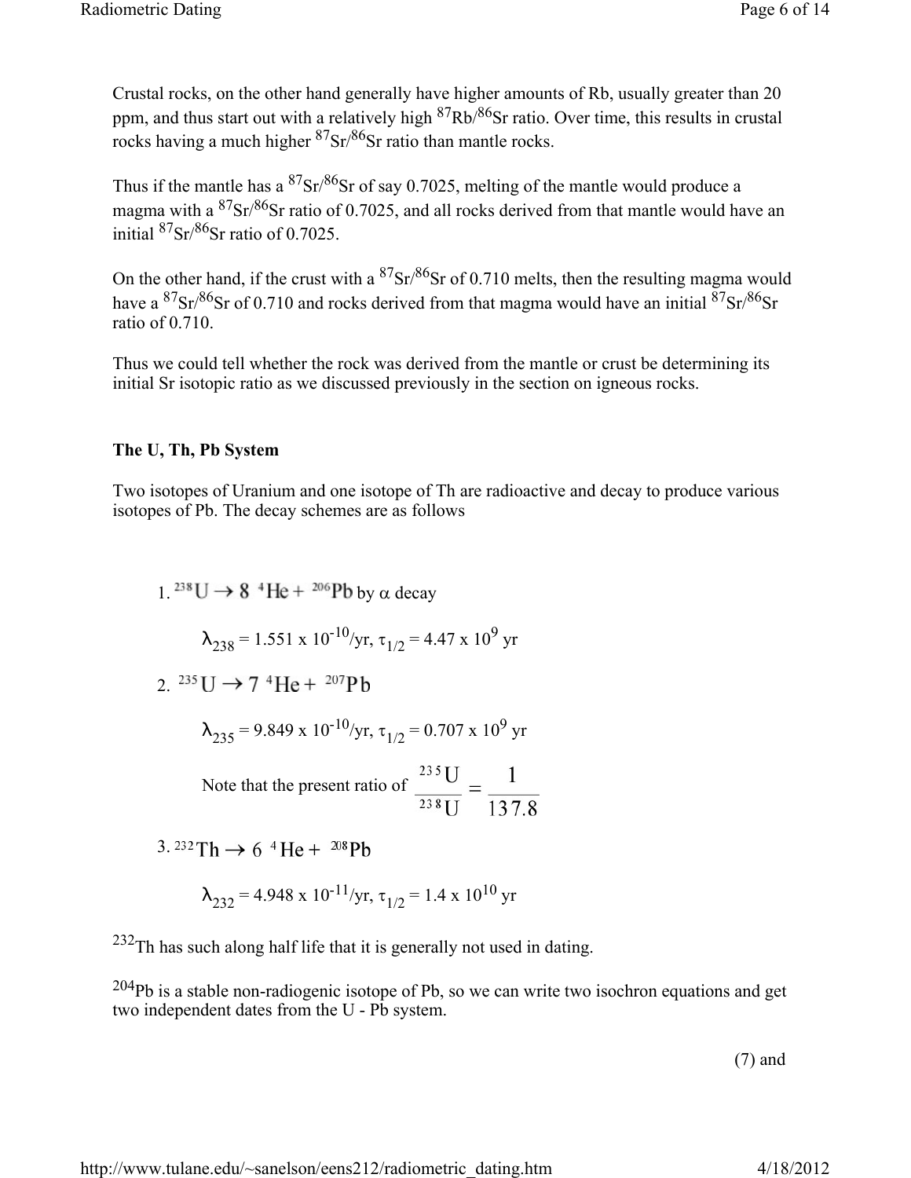Crustal rocks, on the other hand generally have higher amounts of Rb, usually greater than 20 ppm, and thus start out with a relatively high $^{87}Rb/^{86}Sr$ ratio. Over time, this results in crustal rocks having a much higher $^{87}Sr/^{86}Sr$ ratio than mantle rocks.

Thus if the mantle has a $^{87}Sr/^{86}Sr$ of say 0.7025, melting of the mantle would produce a magma with a $^{87}Sr/^{86}Sr$ ratio of 0.7025, and all rocks derived from that mantle would have an initial $^{87}Sr/^{86}Sr$ ratio of 0.7025.

On the other hand, if the crust with a $^{87}Sr/^{86}Sr$ of 0.710 melts, then the resulting magma would have a $^{87}Sr/^{86}Sr$ of 0.710 and rocks derived from that magma would have an initial $^{87}Sr/^{86}Sr$ ratio of 0.710.

Thus we could tell whether the rock was derived from the mantle or crust be determining its initial Sr isotopic ratio as we discussed previously in the section on igneous rocks.

**The U, Th, Pb System**

Two isotopes of Uranium and one isotope of Th are radioactive and decay to produce various isotopes of Pb. The decay schemes are as follows

1. $^{238}U \rightarrow 8\ ^{4}He + ^{206}Pb$ by α decay

   $\lambda_{238} = 1.551 \times 10^{-10}$/yr, $\tau_{1/2} = 4.47 \times 10^{9}$ yr

2. $^{235}U \rightarrow 7\ ^{4}He + ^{207}Pb$

   $\lambda_{235} = 9.849 \times 10^{-10}$/yr, $\tau_{1/2} = 0.707 \times 10^{9}$ yr

   Note that the present ratio of $\frac{^{235}U}{^{238}U} = \frac{1}{137.8}$

3. $^{232}Th \rightarrow 6\ ^{4}He + ^{208}Pb$

   $\lambda_{232} = 4.948 \times 10^{-11}$/yr, $\tau_{1/2} = 1.4 \times 10^{10}$ yr

$^{232}Th$ has such along half life that it is generally not used in dating.

$^{204}Pb$ is a stable non-radiogenic isotope of Pb, so we can write two isochron equations and get two independent dates from the U - Pb system.

(7) and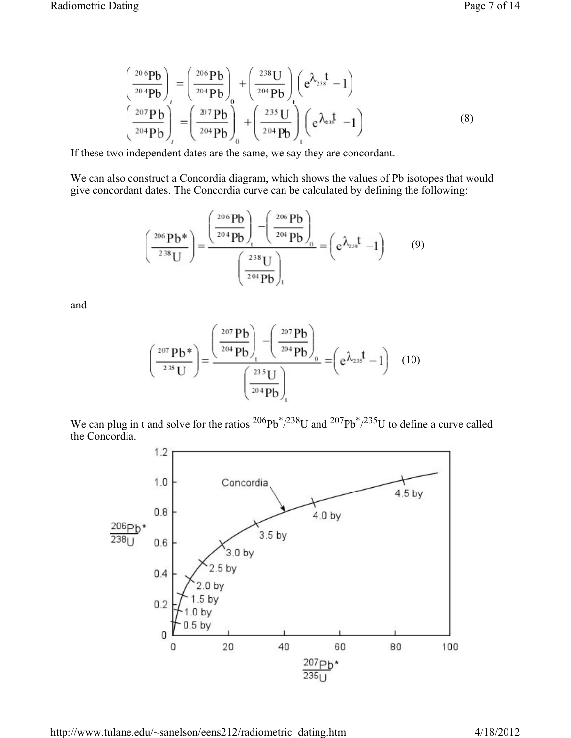$$\left(\frac{^{206}Pb}{^{204}Pb}\right)_t = \left(\frac{^{206}Pb}{^{204}Pb}\right)_0 + \left(\frac{^{238}U}{^{204}Pb}\right)_t \left(e^{\lambda_{238}t} - 1\right)$$

$$\left(\frac{^{207}Pb}{^{204}Pb}\right)_t = \left(\frac{^{207}Pb}{^{204}Pb}\right)_0 + \left(\frac{^{235}U}{^{204}Pb}\right)_t \left(e^{\lambda_{235}t} - 1\right) \quad (8)$$

If these two independent dates are the same, we say they are concordant.

We can also construct a Concordia diagram, which shows the values of Pb isotopes that would give concordant dates. The Concordia curve can be calculated by defining the following:

$$\left(\frac{^{206}Pb^*}{^{238}U}\right) = \frac{\left(\frac{^{206}Pb}{^{204}Pb}\right)_t - \left(\frac{^{206}Pb}{^{204}Pb}\right)_0}{\left(\frac{^{238}U}{^{204}Pb}\right)_t} = \left(e^{\lambda_{238}t} - 1\right) \quad (9)$$

and

$$\left(\frac{^{207}Pb^*}{^{235}U}\right) = \frac{\left(\frac{^{207}Pb}{^{204}Pb}\right)_t - \left(\frac{^{207}Pb}{^{204}Pb}\right)_0}{\left(\frac{^{235}U}{^{204}Pb}\right)_t} = \left(e^{\lambda_{235}t} - 1\right) \quad (10)$$

We can plug in t and solve for the ratios $^{206}Pb^*/^{238}U$ and $^{207}Pb^*/^{235}U$ to define a curve called the Concordia.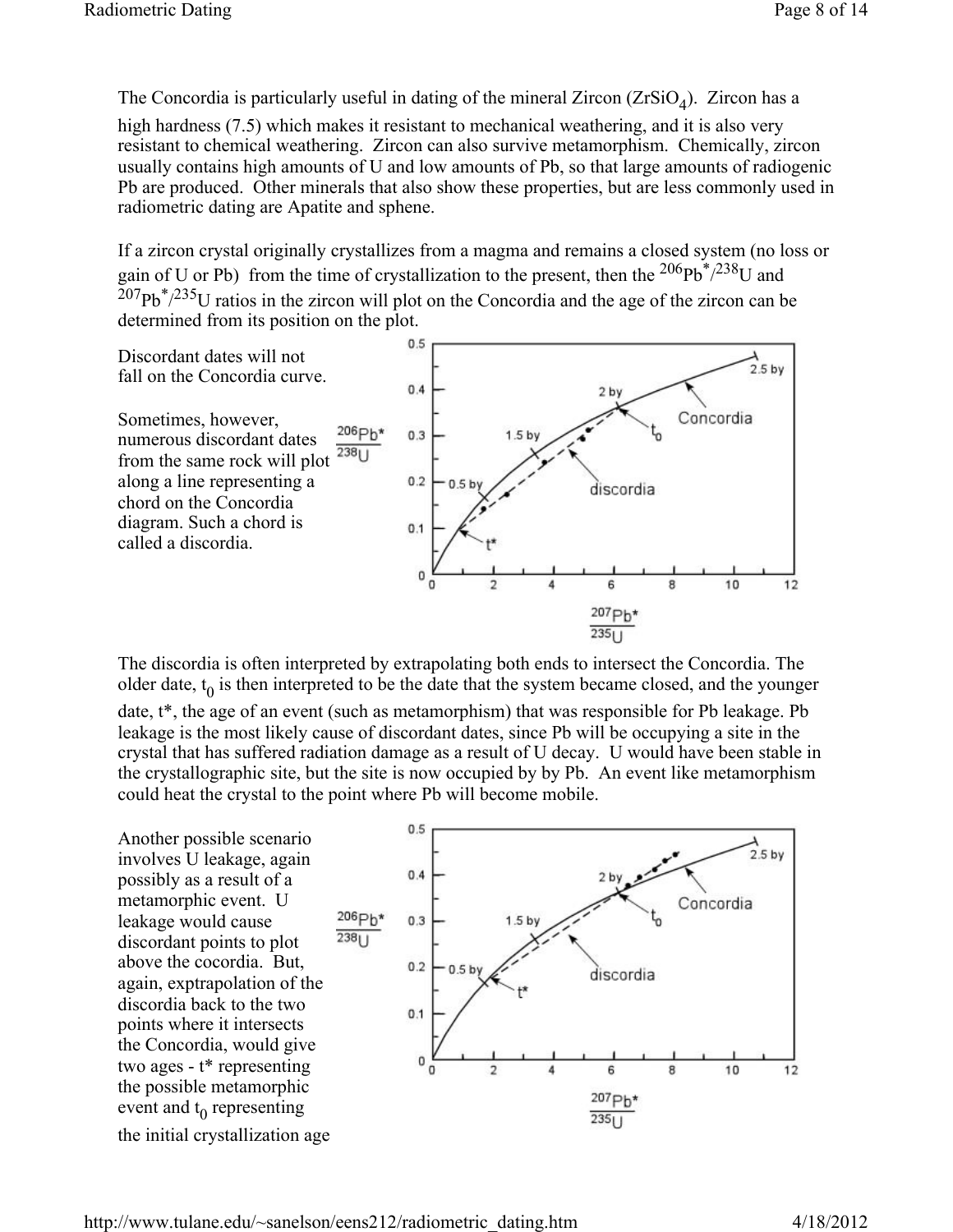The Concordia is particularly useful in dating of the mineral Zircon ($ZrSiO_4$). Zircon has a high hardness (7.5) which makes it resistant to mechanical weathering, and it is also very resistant to chemical weathering. Zircon can also survive metamorphism. Chemically, zircon usually contains high amounts of U and low amounts of Pb, so that large amounts of radiogenic Pb are produced. Other minerals that also show these properties, but are less commonly used in radiometric dating are Apatite and sphene.

If a zircon crystal originally crystallizes from a magma and remains a closed system (no loss or gain of U or Pb) from the time of crystallization to the present, then the $^{206}Pb^*/^{238}U$ and $^{207}Pb^*/^{235}U$ ratios in the zircon will plot on the Concordia and the age of the zircon can be determined from its position on the plot.

Discordant dates will not fall on the Concordia curve.

Sometimes, however, numerous discordant dates from the same rock will plot along a line representing a chord on the Concordia diagram. Such a chord is called a discordia.

The discordia is often interpreted by extrapolating both ends to intersect the Concordia. The older date, $t_0$ is then interpreted to be the date that the system became closed, and the younger date, t*, the age of an event (such as metamorphism) that was responsible for Pb leakage. Pb leakage is the most likely cause of discordant dates, since Pb will be occupying a site in the crystal that has suffered radiation damage as a result of U decay. U would have been stable in the crystallographic site, but the site is now occupied by by Pb. An event like metamorphism could heat the crystal to the point where Pb will become mobile.

Another possible scenario involves U leakage, again possibly as a result of a metamorphic event. U leakage would cause discordant points to plot above the cocordia. But, again, exptrapolation of the discordia back to the two points where it intersects the Concordia, would give two ages - t* representing the possible metamorphic event and $t_0$ representing the initial crystallization age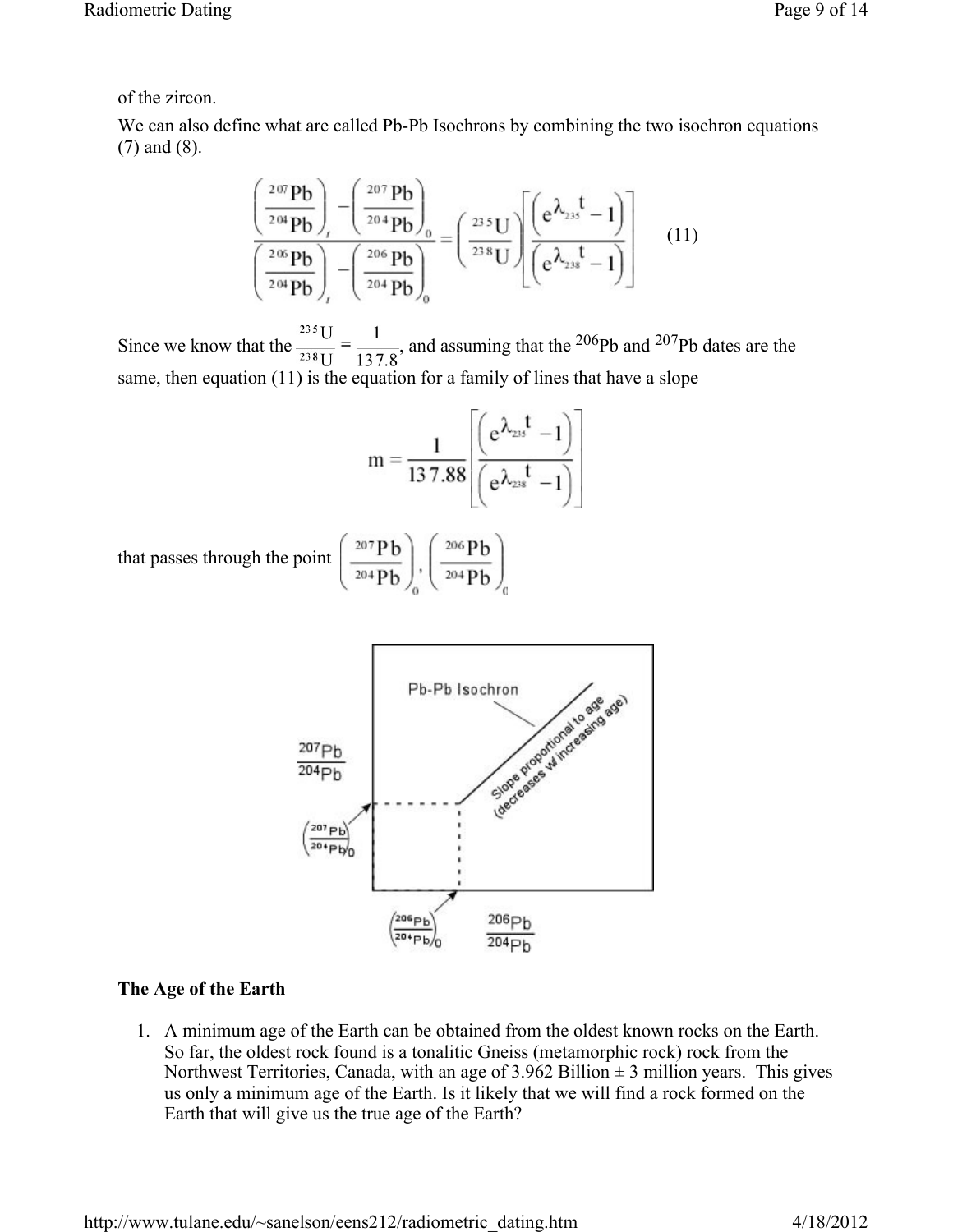of the zircon.

We can also define what are called Pb-Pb Isochrons by combining the two isochron equations (7) and (8).

$$\frac{\left(\frac{^{207}Pb}{^{204}Pb}\right)_t - \left(\frac{^{207}Pb}{^{204}Pb}\right)_0}{\left(\frac{^{206}Pb}{^{204}Pb}\right)_t - \left(\frac{^{206}Pb}{^{204}Pb}\right)_0} = \left(\frac{^{235}U}{^{238}U}\right)\left[\frac{\left(e^{\lambda_{235}t} - 1\right)}{\left(e^{\lambda_{238}t} - 1\right)}\right] \quad (11)$$

Since we know that the $\frac{^{235}U}{^{238}U} = \frac{1}{137.8}$, and assuming that the $^{206}Pb$ and $^{207}Pb$ dates are the same, then equation (11) is the equation for a family of lines that have a slope

$$m = \frac{1}{137.88}\left[\frac{\left(e^{\lambda_{235}t} - 1\right)}{\left(e^{\lambda_{238}t} - 1\right)}\right]$$

that passes through the point $\left(\frac{^{207}Pb}{^{204}Pb}\right)_0, \left(\frac{^{206}Pb}{^{204}Pb}\right)_0$

## The Age of the Earth

1. A minimum age of the Earth can be obtained from the oldest known rocks on the Earth. So far, the oldest rock found is a tonalitic Gneiss (metamorphic rock) rock from the Northwest Territories, Canada, with an age of 3.962 Billion ± 3 million years. This gives us only a minimum age of the Earth. Is it likely that we will find a rock formed on the Earth that will give us the true age of the Earth?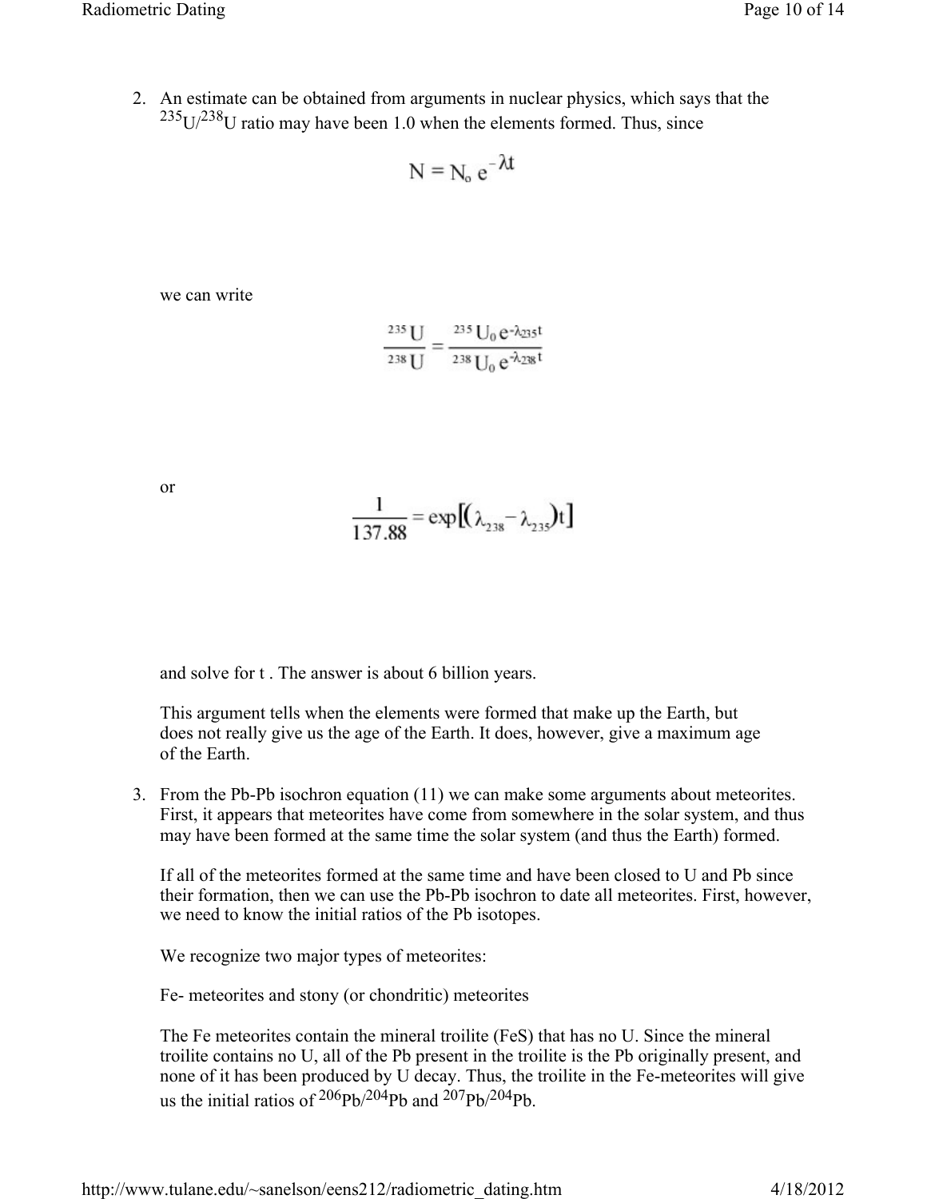2. An estimate can be obtained from arguments in nuclear physics, which says that the $^{235}U/^{238}U$ ratio may have been 1.0 when the elements formed. Thus, since

$$N = N_o e^{-\lambda t}$$

we can write

$$\frac{^{235}U}{^{238}U} = \frac{^{235}U_0 e^{-\lambda_{235} t}}{^{238}U_0 e^{-\lambda_{238} t}}$$

or

$$\frac{1}{137.88} = \exp[(\lambda_{238} - \lambda_{235})t]$$

and solve for t . The answer is about 6 billion years.

This argument tells when the elements were formed that make up the Earth, but does not really give us the age of the Earth. It does, however, give a maximum age of the Earth.

3. From the Pb-Pb isochron equation (11) we can make some arguments about meteorites. First, it appears that meteorites have come from somewhere in the solar system, and thus may have been formed at the same time the solar system (and thus the Earth) formed.

If all of the meteorites formed at the same time and have been closed to U and Pb since their formation, then we can use the Pb-Pb isochron to date all meteorites. First, however, we need to know the initial ratios of the Pb isotopes.

We recognize two major types of meteorites:

Fe- meteorites and stony (or chondritic) meteorites

The Fe meteorites contain the mineral troilite (FeS) that has no U. Since the mineral troilite contains no U, all of the Pb present in the troilite is the Pb originally present, and none of it has been produced by U decay. Thus, the troilite in the Fe-meteorites will give us the initial ratios of $^{206}Pb/^{204}Pb$ and $^{207}Pb/^{204}Pb$.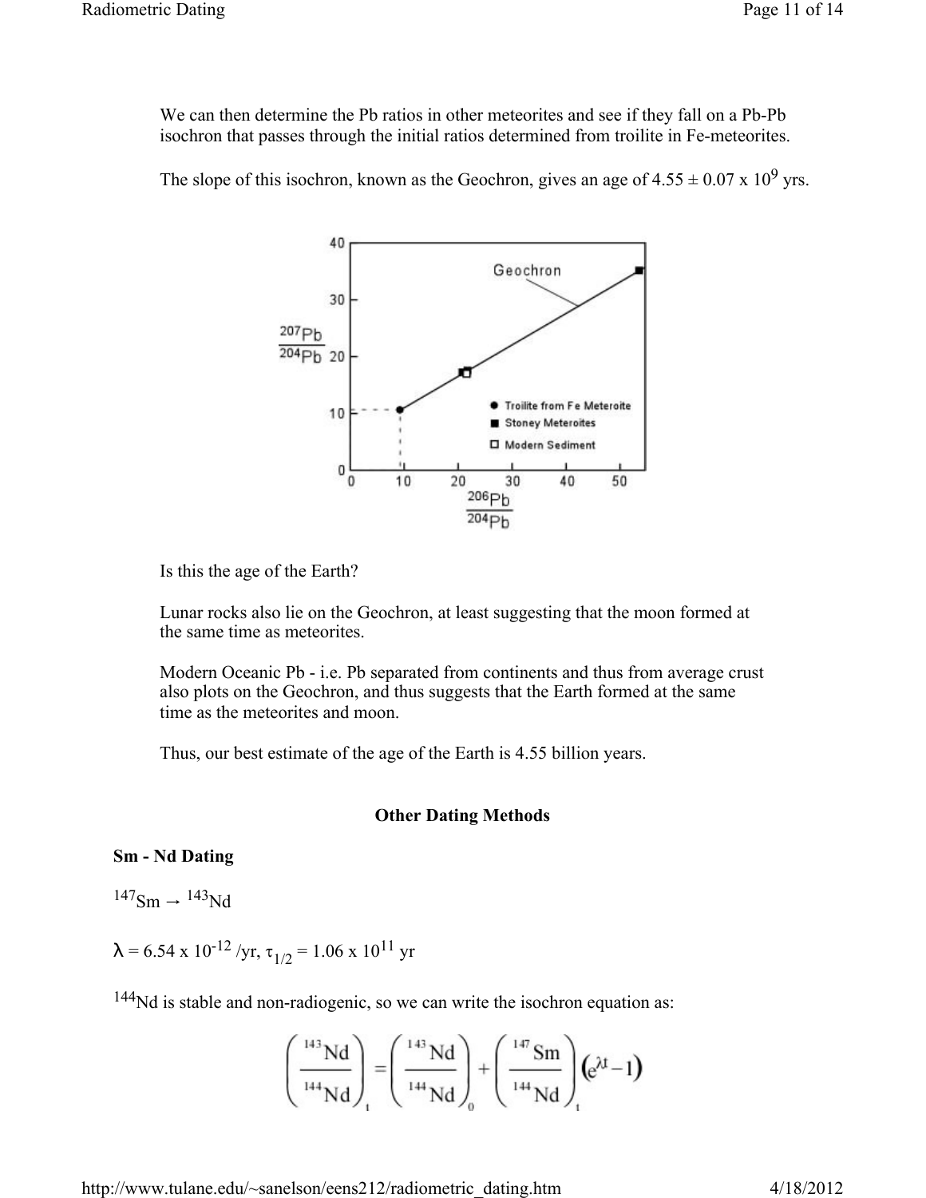We can then determine the Pb ratios in other meteorites and see if they fall on a Pb-Pb isochron that passes through the initial ratios determined from troilite in Fe-meteorites.

The slope of this isochron, known as the Geochron, gives an age of $4.55 \pm 0.07 \times 10^9$ yrs.

Is this the age of the Earth?

Lunar rocks also lie on the Geochron, at least suggesting that the moon formed at the same time as meteorites.

Modern Oceanic Pb - i.e. Pb separated from continents and thus from average crust also plots on the Geochron, and thus suggests that the Earth formed at the same time as the meteorites and moon.

Thus, our best estimate of the age of the Earth is 4.55 billion years.

## Other Dating Methods

### Sm - Nd Dating

$^{147}Sm \rightarrow {}^{143}Nd$

$\lambda = 6.54 \times 10^{-12}$ /yr, $\tau_{1/2} = 1.06 \times 10^{11}$ yr

$^{144}Nd$ is stable and non-radiogenic, so we can write the isochron equation as:

$$\left(\frac{^{143}Nd}{^{144}Nd}\right)_t = \left(\frac{^{143}Nd}{^{144}Nd}\right)_0 + \left(\frac{^{147}Sm}{^{144}Nd}\right)_t \left(e^{\lambda t} - 1\right)$$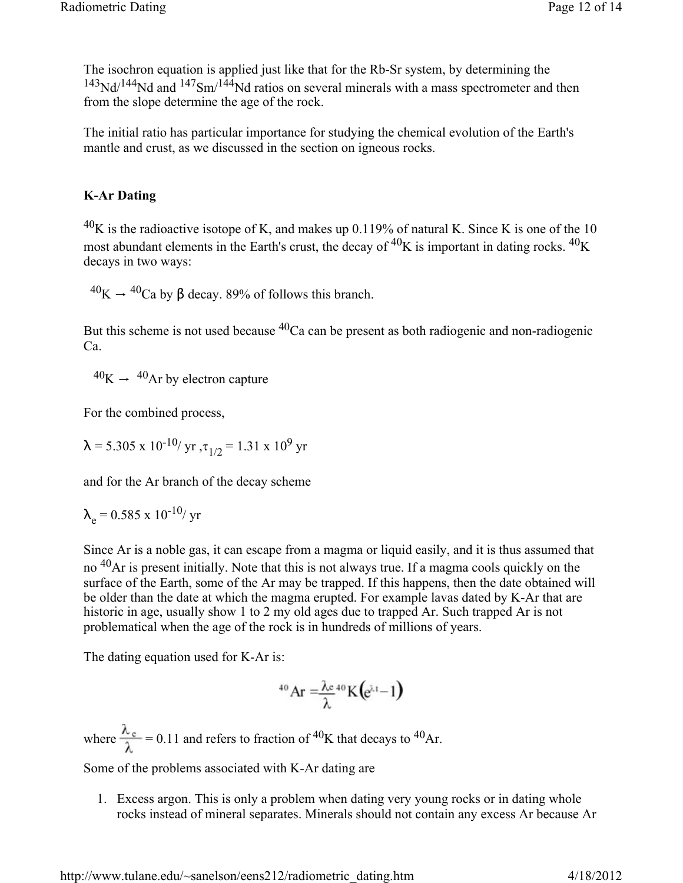The isochron equation is applied just like that for the Rb-Sr system, by determining the $^{143}Nd/^{144}Nd$ and $^{147}Sm/^{144}Nd$ ratios on several minerals with a mass spectrometer and then from the slope determine the age of the rock.

The initial ratio has particular importance for studying the chemical evolution of the Earth's mantle and crust, as we discussed in the section on igneous rocks.

### K-Ar Dating

$^{40}K$ is the radioactive isotope of K, and makes up 0.119% of natural K. Since K is one of the 10 most abundant elements in the Earth's crust, the decay of $^{40}K$ is important in dating rocks. $^{40}K$ decays in two ways:

$^{40}K \rightarrow {}^{40}Ca$ by $\beta$ decay. 89% of follows this branch.

But this scheme is not used because $^{40}Ca$ can be present as both radiogenic and non-radiogenic Ca.

$^{40}K \rightarrow {}^{40}Ar$ by electron capture

For the combined process,

$\lambda = 5.305 \times 10^{-10}$/ yr , $\tau_{1/2} = 1.31 \times 10^{9}$ yr

and for the Ar branch of the decay scheme

$\lambda_e = 0.585 \times 10^{-10}$/ yr

Since Ar is a noble gas, it can escape from a magma or liquid easily, and it is thus assumed that no $^{40}Ar$ is present initially. Note that this is not always true. If a magma cools quickly on the surface of the Earth, some of the Ar may be trapped. If this happens, then the date obtained will be older than the date at which the magma erupted. For example lavas dated by K-Ar that are historic in age, usually show 1 to 2 my old ages due to trapped Ar. Such trapped Ar is not problematical when the age of the rock is in hundreds of millions of years.

The dating equation used for K-Ar is:

$$^{40}Ar = \frac{\lambda_e}{\lambda} {}^{40}K \left(e^{\lambda t} - 1\right)$$

where $\frac{\lambda_e}{\lambda} = 0.11$ and refers to fraction of $^{40}K$ that decays to $^{40}Ar$.

Some of the problems associated with K-Ar dating are

1. Excess argon. This is only a problem when dating very young rocks or in dating whole rocks instead of mineral separates. Minerals should not contain any excess Ar because Ar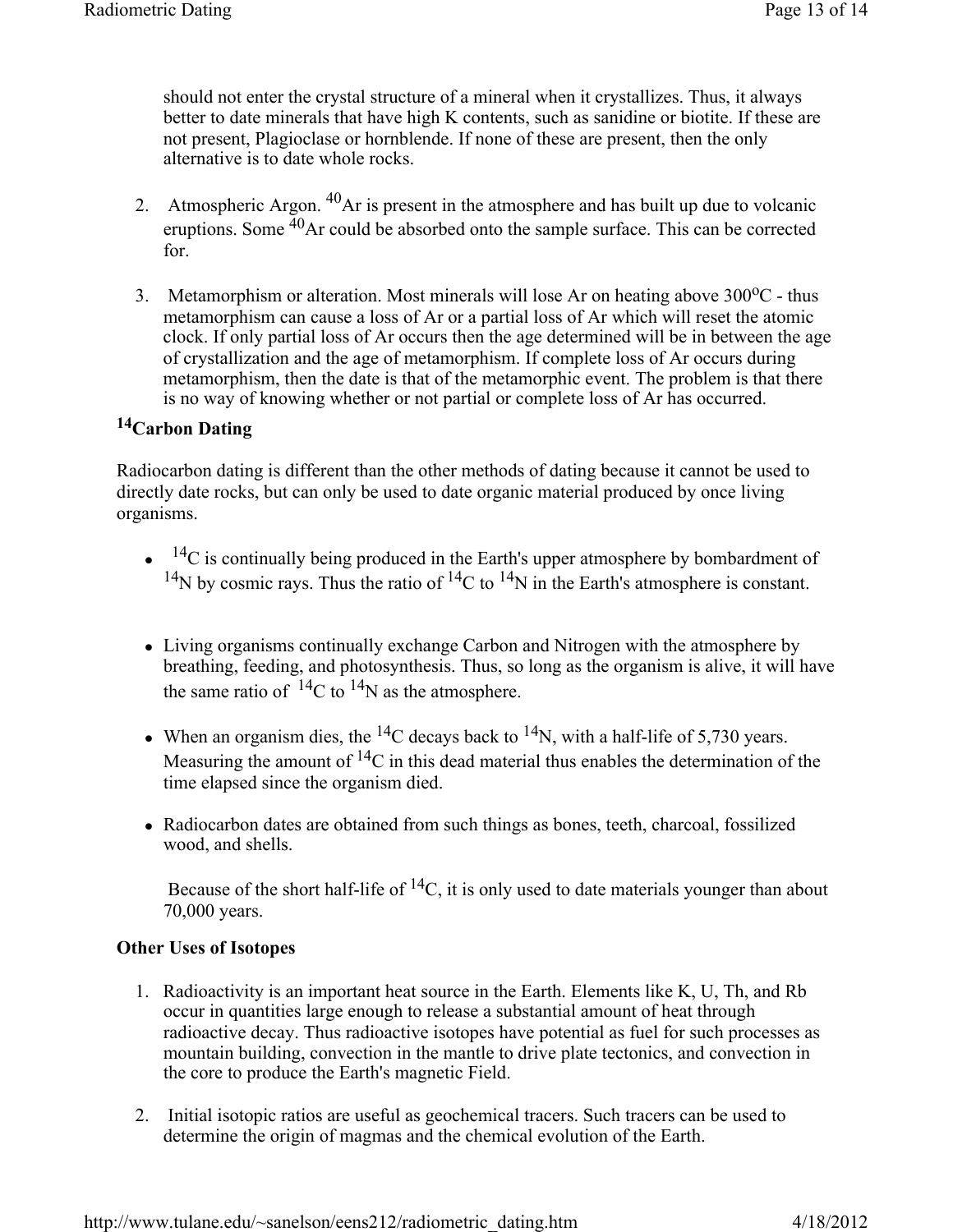should not enter the crystal structure of a mineral when it crystallizes. Thus, it always better to date minerals that have high K contents, such as sanidine or biotite. If these are not present, Plagioclase or hornblende. If none of these are present, then the only alternative is to date whole rocks.

2. Atmospheric Argon. $^{40}Ar$ is present in the atmosphere and has built up due to volcanic eruptions. Some $^{40}Ar$ could be absorbed onto the sample surface. This can be corrected for.

3. Metamorphism or alteration. Most minerals will lose Ar on heating above 300$^{o}$C - thus metamorphism can cause a loss of Ar or a partial loss of Ar which will reset the atomic clock. If only partial loss of Ar occurs then the age determined will be in between the age of crystallization and the age of metamorphism. If complete loss of Ar occurs during metamorphism, then the date is that of the metamorphic event. The problem is that there is no way of knowing whether or not partial or complete loss of Ar has occurred.

### $^{14}$Carbon Dating

Radiocarbon dating is different than the other methods of dating because it cannot be used to directly date rocks, but can only be used to date organic material produced by once living organisms.

- $^{14}C$ is continually being produced in the Earth's upper atmosphere by bombardment of $^{14}N$ by cosmic rays. Thus the ratio of $^{14}C$ to $^{14}N$ in the Earth's atmosphere is constant.

- Living organisms continually exchange Carbon and Nitrogen with the atmosphere by breathing, feeding, and photosynthesis. Thus, so long as the organism is alive, it will have the same ratio of $^{14}C$ to $^{14}N$ as the atmosphere.

- When an organism dies, the $^{14}C$ decays back to $^{14}N$, with a half-life of 5,730 years. Measuring the amount of $^{14}C$ in this dead material thus enables the determination of the time elapsed since the organism died.

- Radiocarbon dates are obtained from such things as bones, teeth, charcoal, fossilized wood, and shells.

  Because of the short half-life of $^{14}C$, it is only used to date materials younger than about 70,000 years.

**Other Uses of Isotopes**

1. Radioactivity is an important heat source in the Earth. Elements like K, U, Th, and Rb occur in quantities large enough to release a substantial amount of heat through radioactive decay. Thus radioactive isotopes have potential as fuel for such processes as mountain building, convection in the mantle to drive plate tectonics, and convection in the core to produce the Earth's magnetic Field.

2. Initial isotopic ratios are useful as geochemical tracers. Such tracers can be used to determine the origin of magmas and the chemical evolution of the Earth.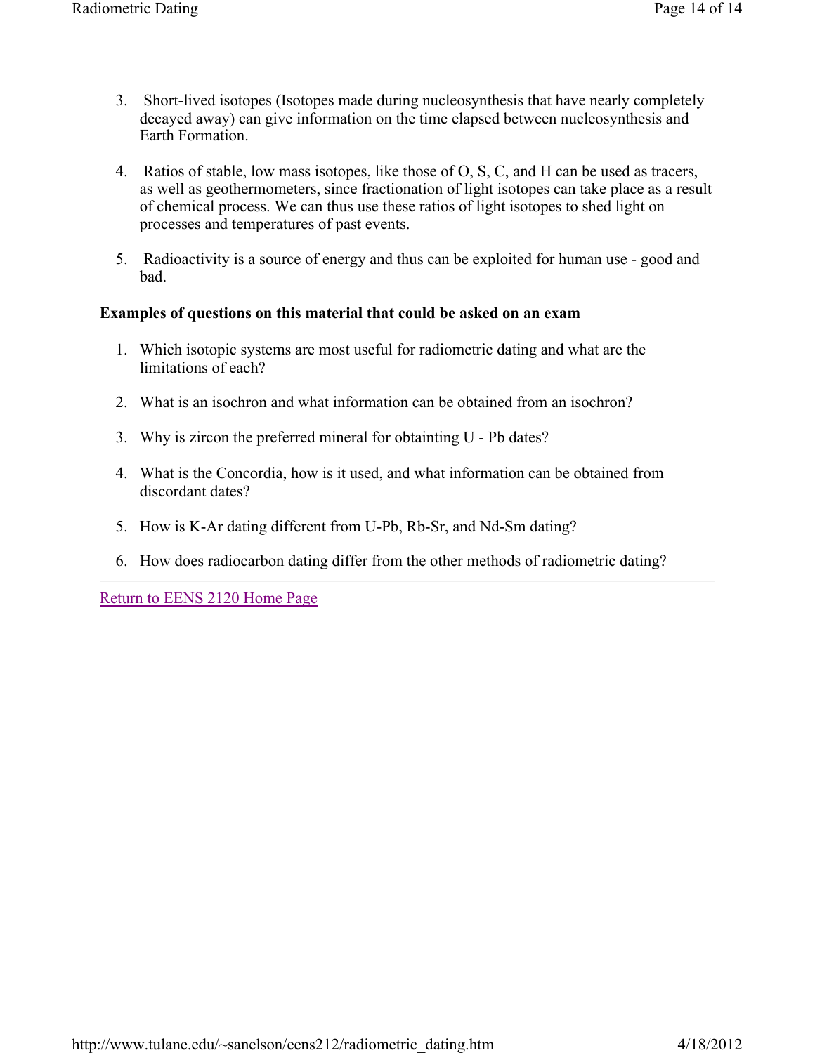3. Short-lived isotopes (Isotopes made during nucleosynthesis that have nearly completely decayed away) can give information on the time elapsed between nucleosynthesis and Earth Formation.

4. Ratios of stable, low mass isotopes, like those of O, S, C, and H can be used as tracers, as well as geothermometers, since fractionation of light isotopes can take place as a result of chemical process. We can thus use these ratios of light isotopes to shed light on processes and temperatures of past events.

5. Radioactivity is a source of energy and thus can be exploited for human use - good and bad.

**Examples of questions on this material that could be asked on an exam**

1. Which isotopic systems are most useful for radiometric dating and what are the limitations of each?

2. What is an isochron and what information can be obtained from an isochron?

3. Why is zircon the preferred mineral for obtainting U - Pb dates?

4. What is the Concordia, how is it used, and what information can be obtained from discordant dates?

5. How is K-Ar dating different from U-Pb, Rb-Sr, and Nd-Sm dating?

6. How does radiocarbon dating differ from the other methods of radiometric dating?

---

Return to EENS 2120 Home Page